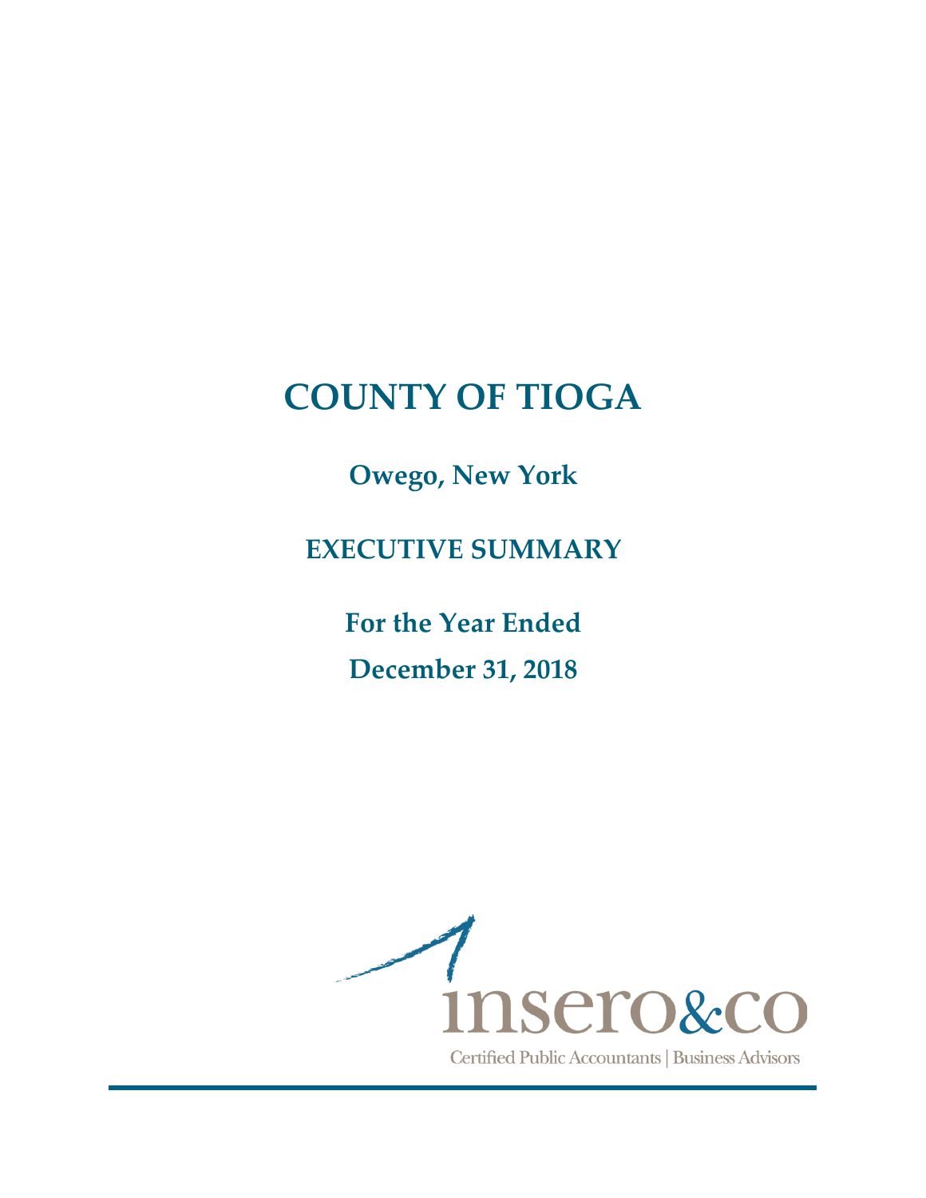# COUNTY OF TIOGA

## Owego, New York

## EXECUTIVE SUMMARY

## For the Year Ended

## December 31, 2018

insero&co

Certified Public Accountants | Business Advisors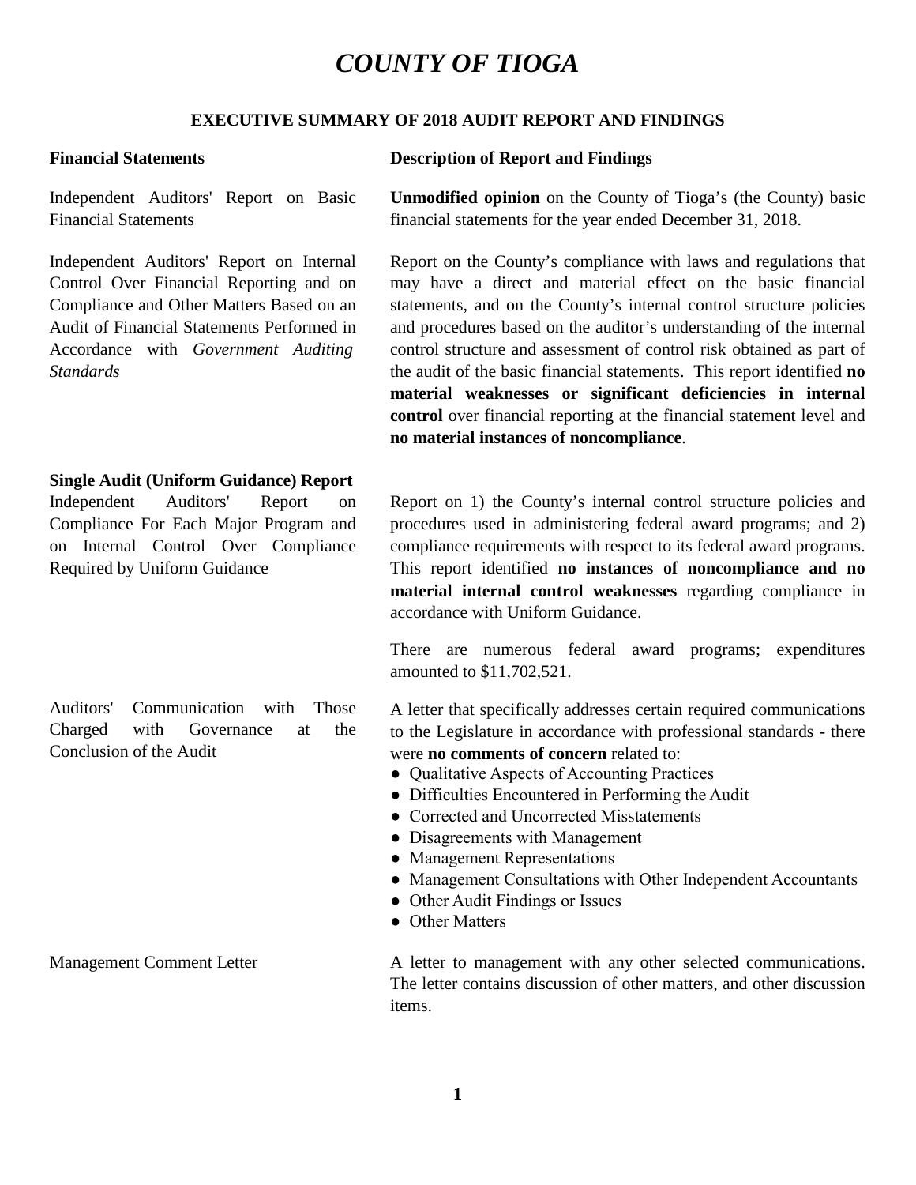# *COUNTY OF TIOGA*

## EXECUTIVE SUMMARY OF 2018 AUDIT REPORT AND FINDINGS

| **Financial Statements** | **Description of Report and Findings** |
|---|---|
| Independent Auditors' Report on Basic Financial Statements | **Unmodified opinion** on the County of Tioga's (the County) basic financial statements for the year ended December 31, 2018. |
| Independent Auditors' Report on Internal Control Over Financial Reporting and on Compliance and Other Matters Based on an Audit of Financial Statements Performed in Accordance with *Government Auditing Standards* | Report on the County's compliance with laws and regulations that may have a direct and material effect on the basic financial statements, and on the County's internal control structure policies and procedures based on the auditor's understanding of the internal control structure and assessment of control risk obtained as part of the audit of the basic financial statements. This report identified **no material weaknesses or significant deficiencies in internal control** over financial reporting at the financial statement level and **no material instances of noncompliance**. |

**Single Audit (Uniform Guidance) Report**

| | |
|---|---|
| Independent Auditors' Report on Compliance For Each Major Program and on Internal Control Over Compliance Required by Uniform Guidance | Report on 1) the County's internal control structure policies and procedures used in administering federal award programs; and 2) compliance requirements with respect to its federal award programs. This report identified **no instances of noncompliance and no material internal control weaknesses** regarding compliance in accordance with Uniform Guidance.<br><br>There are numerous federal award programs; expenditures amounted to $11,702,521. |
| Auditors' Communication with Those Charged with Governance at the Conclusion of the Audit | A letter that specifically addresses certain required communications to the Legislature in accordance with professional standards - there were **no comments of concern** related to:<br>● Qualitative Aspects of Accounting Practices<br>● Difficulties Encountered in Performing the Audit<br>● Corrected and Uncorrected Misstatements<br>● Disagreements with Management<br>● Management Representations<br>● Management Consultations with Other Independent Accountants<br>● Other Audit Findings or Issues<br>● Other Matters |
| Management Comment Letter | A letter to management with any other selected communications. The letter contains discussion of other matters, and other discussion items. |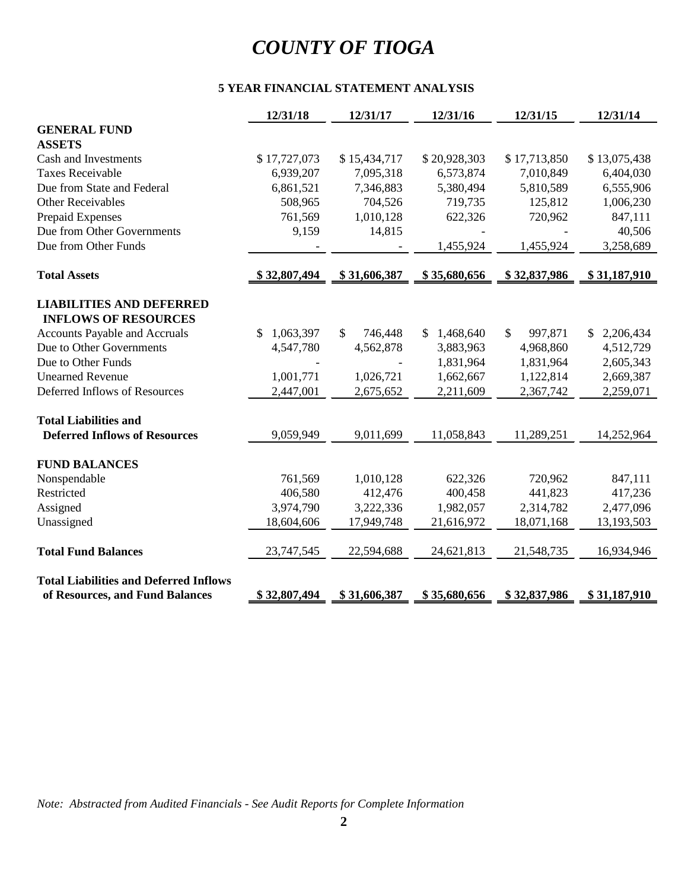# *COUNTY OF TIOGA*

### 5 YEAR FINANCIAL STATEMENT ANALYSIS

| | 12/31/18 | 12/31/17 | 12/31/16 | 12/31/15 | 12/31/14 |
|---|---|---|---|---|---|
| **GENERAL FUND** | | | | | |
| **ASSETS** | | | | | |
| Cash and Investments | $ 17,727,073 | $ 15,434,717 | $ 20,928,303 | $ 17,713,850 | $ 13,075,438 |
| Taxes Receivable | 6,939,207 | 7,095,318 | 6,573,874 | 7,010,849 | 6,404,030 |
| Due from State and Federal | 6,861,521 | 7,346,883 | 5,380,494 | 5,810,589 | 6,555,906 |
| Other Receivables | 508,965 | 704,526 | 719,735 | 125,812 | 1,006,230 |
| Prepaid Expenses | 761,569 | 1,010,128 | 622,326 | 720,962 | 847,111 |
| Due from Other Governments | 9,159 | 14,815 | - | - | 40,506 |
| Due from Other Funds | - | - | 1,455,924 | 1,455,924 | 3,258,689 |
| **Total Assets** | **$ 32,807,494** | **$ 31,606,387** | **$ 35,680,656** | **$ 32,837,986** | **$ 31,187,910** |
| **LIABILITIES AND DEFERRED INFLOWS OF RESOURCES** | | | | | |
| Accounts Payable and Accruals | $ 1,063,397 | $ 746,448 | $ 1,468,640 | $ 997,871 | $ 2,206,434 |
| Due to Other Governments | 4,547,780 | 4,562,878 | 3,883,963 | 4,968,860 | 4,512,729 |
| Due to Other Funds | - | - | 1,831,964 | 1,831,964 | 2,605,343 |
| Unearned Revenue | 1,001,771 | 1,026,721 | 1,662,667 | 1,122,814 | 2,669,387 |
| Deferred Inflows of Resources | 2,447,001 | 2,675,652 | 2,211,609 | 2,367,742 | 2,259,071 |
| **Total Liabilities and Deferred Inflows of Resources** | 9,059,949 | 9,011,699 | 11,058,843 | 11,289,251 | 14,252,964 |
| **FUND BALANCES** | | | | | |
| Nonspendable | 761,569 | 1,010,128 | 622,326 | 720,962 | 847,111 |
| Restricted | 406,580 | 412,476 | 400,458 | 441,823 | 417,236 |
| Assigned | 3,974,790 | 3,222,336 | 1,982,057 | 2,314,782 | 2,477,096 |
| Unassigned | 18,604,606 | 17,949,748 | 21,616,972 | 18,071,168 | 13,193,503 |
| **Total Fund Balances** | 23,747,545 | 22,594,688 | 24,621,813 | 21,548,735 | 16,934,946 |
| **Total Liabilities and Deferred Inflows of Resources, and Fund Balances** | **$ 32,807,494** | **$ 31,606,387** | **$ 35,680,656** | **$ 32,837,986** | **$ 31,187,910** |

*Note: Abstracted from Audited Financials - See Audit Reports for Complete Information*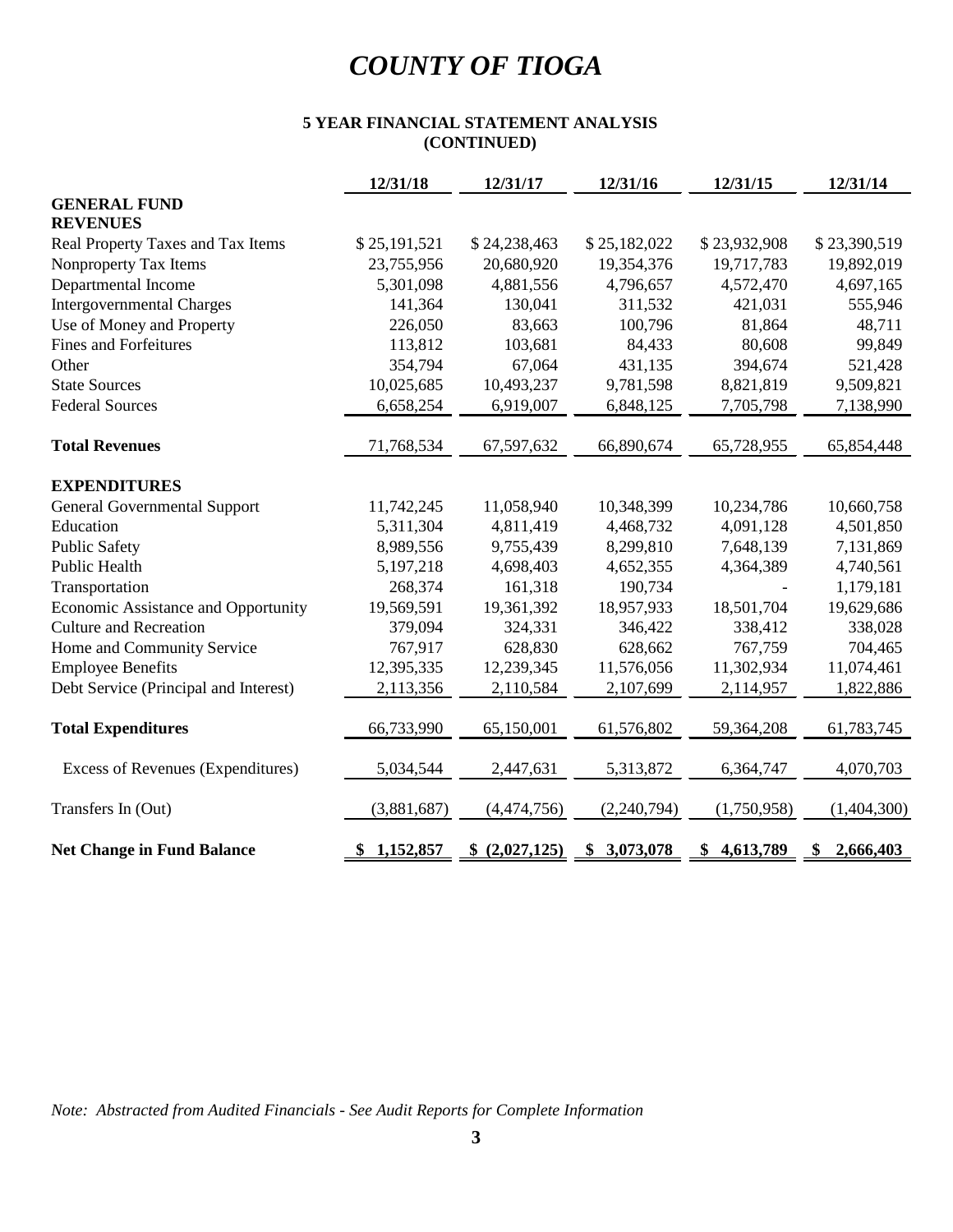# *COUNTY OF TIOGA*

**5 YEAR FINANCIAL STATEMENT ANALYSIS**
**(CONTINUED)**

| | 12/31/18 | 12/31/17 | 12/31/16 | 12/31/15 | 12/31/14 |
|---|---|---|---|---|---|
| **GENERAL FUND** | | | | | |
| **REVENUES** | | | | | |
| Real Property Taxes and Tax Items | $ 25,191,521 | $ 24,238,463 | $ 25,182,022 | $ 23,932,908 | $ 23,390,519 |
| Nonproperty Tax Items | 23,755,956 | 20,680,920 | 19,354,376 | 19,717,783 | 19,892,019 |
| Departmental Income | 5,301,098 | 4,881,556 | 4,796,657 | 4,572,470 | 4,697,165 |
| Intergovernmental Charges | 141,364 | 130,041 | 311,532 | 421,031 | 555,946 |
| Use of Money and Property | 226,050 | 83,663 | 100,796 | 81,864 | 48,711 |
| Fines and Forfeitures | 113,812 | 103,681 | 84,433 | 80,608 | 99,849 |
| Other | 354,794 | 67,064 | 431,135 | 394,674 | 521,428 |
| State Sources | 10,025,685 | 10,493,237 | 9,781,598 | 8,821,819 | 9,509,821 |
| Federal Sources | 6,658,254 | 6,919,007 | 6,848,125 | 7,705,798 | 7,138,990 |
| **Total Revenues** | 71,768,534 | 67,597,632 | 66,890,674 | 65,728,955 | 65,854,448 |
| **EXPENDITURES** | | | | | |
| General Governmental Support | 11,742,245 | 11,058,940 | 10,348,399 | 10,234,786 | 10,660,758 |
| Education | 5,311,304 | 4,811,419 | 4,468,732 | 4,091,128 | 4,501,850 |
| Public Safety | 8,989,556 | 9,755,439 | 8,299,810 | 7,648,139 | 7,131,869 |
| Public Health | 5,197,218 | 4,698,403 | 4,652,355 | 4,364,389 | 4,740,561 |
| Transportation | 268,374 | 161,318 | 190,734 | - | 1,179,181 |
| Economic Assistance and Opportunity | 19,569,591 | 19,361,392 | 18,957,933 | 18,501,704 | 19,629,686 |
| Culture and Recreation | 379,094 | 324,331 | 346,422 | 338,412 | 338,028 |
| Home and Community Service | 767,917 | 628,830 | 628,662 | 767,759 | 704,465 |
| Employee Benefits | 12,395,335 | 12,239,345 | 11,576,056 | 11,302,934 | 11,074,461 |
| Debt Service (Principal and Interest) | 2,113,356 | 2,110,584 | 2,107,699 | 2,114,957 | 1,822,886 |
| **Total Expenditures** | 66,733,990 | 65,150,001 | 61,576,802 | 59,364,208 | 61,783,745 |
| Excess of Revenues (Expenditures) | 5,034,544 | 2,447,631 | 5,313,872 | 6,364,747 | 4,070,703 |
| Transfers In (Out) | (3,881,687) | (4,474,756) | (2,240,794) | (1,750,958) | (1,404,300) |
| **Net Change in Fund Balance** | **$ 1,152,857** | **$ (2,027,125)** | **$ 3,073,078** | **$ 4,613,789** | **$ 2,666,403** |

*Note: Abstracted from Audited Financials - See Audit Reports for Complete Information*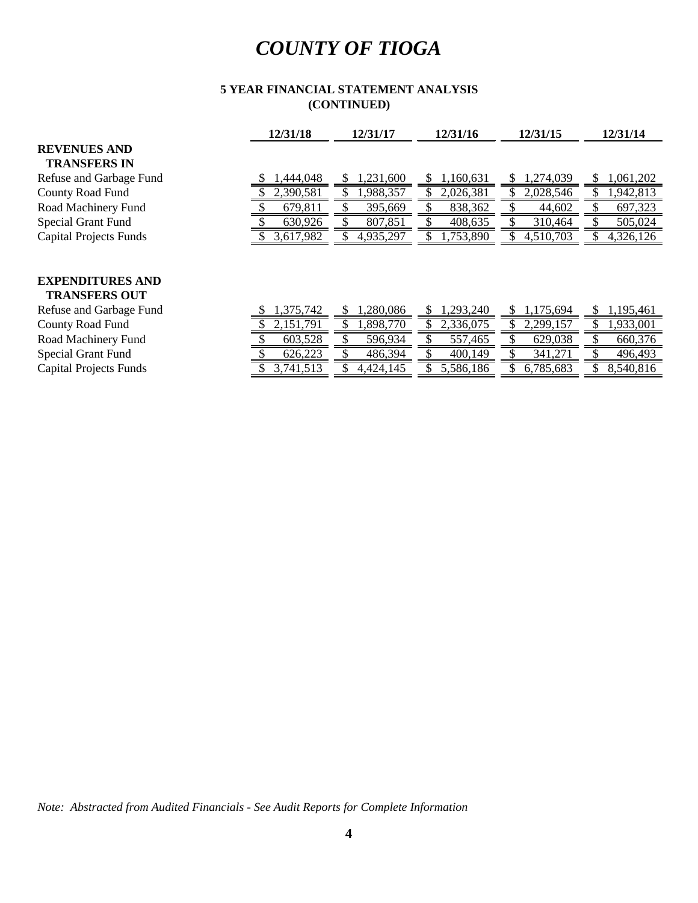# COUNTY OF TIOGA

**5 YEAR FINANCIAL STATEMENT ANALYSIS**
**(CONTINUED)**

| | 12/31/18 | 12/31/17 | 12/31/16 | 12/31/15 | 12/31/14 |
|---|---|---|---|---|---|
| **REVENUES AND TRANSFERS IN** | | | | | |
| Refuse and Garbage Fund | $ 1,444,048 | $ 1,231,600 | $ 1,160,631 | $ 1,274,039 | $ 1,061,202 |
| County Road Fund | $ 2,390,581 | $ 1,988,357 | $ 2,026,381 | $ 2,028,546 | $ 1,942,813 |
| Road Machinery Fund | $ 679,811 | $ 395,669 | $ 838,362 | $ 44,602 | $ 697,323 |
| Special Grant Fund | $ 630,926 | $ 807,851 | $ 408,635 | $ 310,464 | $ 505,024 |
| Capital Projects Funds | $ 3,617,982 | $ 4,935,297 | $ 1,753,890 | $ 4,510,703 | $ 4,326,126 |
| **EXPENDITURES AND TRANSFERS OUT** | | | | | |
| Refuse and Garbage Fund | $ 1,375,742 | $ 1,280,086 | $ 1,293,240 | $ 1,175,694 | $ 1,195,461 |
| County Road Fund | $ 2,151,791 | $ 1,898,770 | $ 2,336,075 | $ 2,299,157 | $ 1,933,001 |
| Road Machinery Fund | $ 603,528 | $ 596,934 | $ 557,465 | $ 629,038 | $ 660,376 |
| Special Grant Fund | $ 626,223 | $ 486,394 | $ 400,149 | $ 341,271 | $ 496,493 |
| Capital Projects Funds | $ 3,741,513 | $ 4,424,145 | $ 5,586,186 | $ 6,785,683 | $ 8,540,816 |

*Note: Abstracted from Audited Financials - See Audit Reports for Complete Information*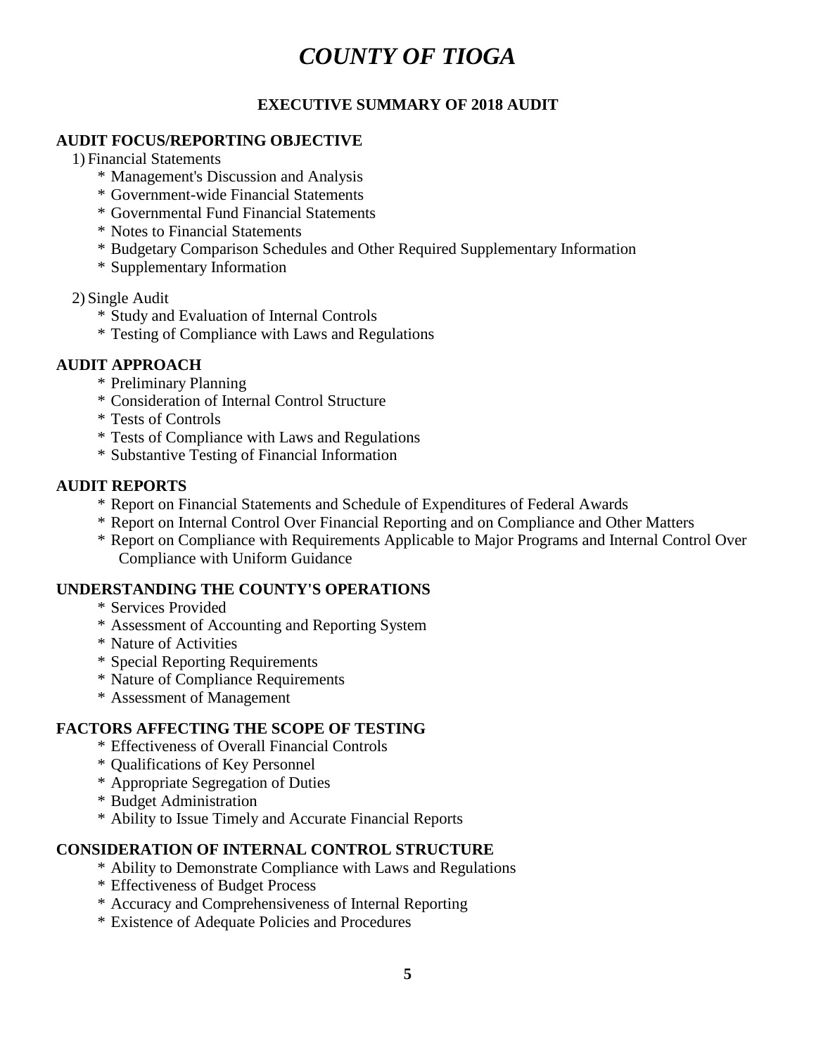# *COUNTY OF TIOGA*

**EXECUTIVE SUMMARY OF 2018 AUDIT**

## AUDIT FOCUS/REPORTING OBJECTIVE

1) Financial Statements
   - Management's Discussion and Analysis
   - Government-wide Financial Statements
   - Governmental Fund Financial Statements
   - Notes to Financial Statements
   - Budgetary Comparison Schedules and Other Required Supplementary Information
   - Supplementary Information

2) Single Audit
   - Study and Evaluation of Internal Controls
   - Testing of Compliance with Laws and Regulations

## AUDIT APPROACH

- Preliminary Planning
- Consideration of Internal Control Structure
- Tests of Controls
- Tests of Compliance with Laws and Regulations
- Substantive Testing of Financial Information

## AUDIT REPORTS

- Report on Financial Statements and Schedule of Expenditures of Federal Awards
- Report on Internal Control Over Financial Reporting and on Compliance and Other Matters
- Report on Compliance with Requirements Applicable to Major Programs and Internal Control Over Compliance with Uniform Guidance

## UNDERSTANDING THE COUNTY'S OPERATIONS

- Services Provided
- Assessment of Accounting and Reporting System
- Nature of Activities
- Special Reporting Requirements
- Nature of Compliance Requirements
- Assessment of Management

## FACTORS AFFECTING THE SCOPE OF TESTING

- Effectiveness of Overall Financial Controls
- Qualifications of Key Personnel
- Appropriate Segregation of Duties
- Budget Administration
- Ability to Issue Timely and Accurate Financial Reports

## CONSIDERATION OF INTERNAL CONTROL STRUCTURE

- Ability to Demonstrate Compliance with Laws and Regulations
- Effectiveness of Budget Process
- Accuracy and Comprehensiveness of Internal Reporting
- Existence of Adequate Policies and Procedures